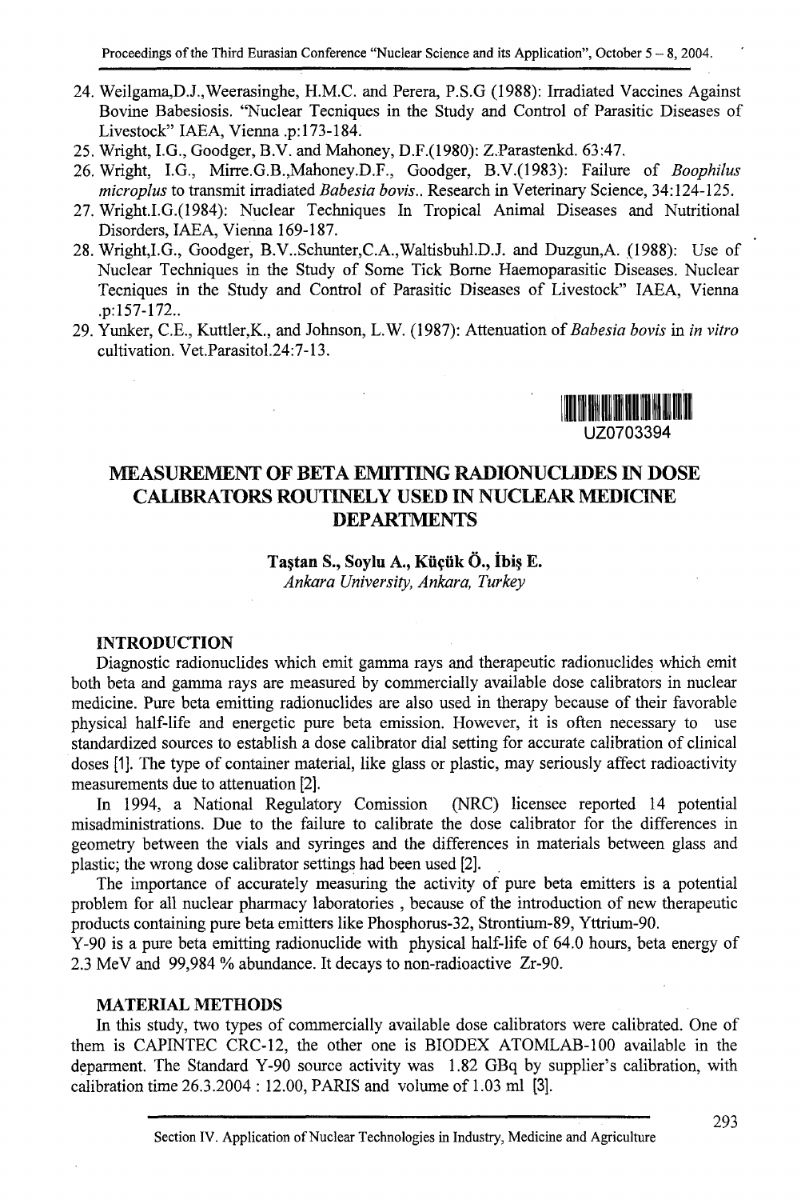24. Weilgama,D.J.,Weerasinghe, H.M.C. and Perera, P.S.G (1988): Irradiated Vaccines Against Bovine Babesiosis. "Nuclear Tecniques in the Study and Control of Parasitic Diseases of Livestock" IAEA, Vienna .p:173-184.
25. Wright, I.G., Goodger, B.V. and Mahoney, D.F.(1980): Z.Parastenkd. 63:47.
26. Wright, I.G., Mirre.G.B.,Mahoney.D.F., Goodger, B.V.(1983): Failure of *Boophilus microplus* to transmit irradiated *Babesia bovis*.. Research in Veterinary Science, 34:124-125.
27. Wright.I.G.(1984): Nuclear Techniques In Tropical Animal Diseases and Nutritional Disorders, IAEA, Vienna 169-187.
28. Wright,I.G., Goodger, B.V..Schunter,C.A.,Waltisbuhl.D.J. and Duzgun,A. (1988): Use of Nuclear Techniques in the Study of Some Tick Borne Haemoparasitic Diseases. Nuclear Tecniques in the Study and Control of Parasitic Diseases of Livestock" IAEA, Vienna .p:157-172..
29. Yunker, C.E., Kuttler,K., and Johnson, L.W. (1987): Attenuation of *Babesia bovis* in *in vitro* cultivation. Vet.Parasitol.24:7-13.

UZ0703394

# MEASUREMENT OF BETA EMITTING RADIONUCLIDES IN DOSE CALIBRATORS ROUTINELY USED IN NUCLEAR MEDICINE DEPARTMENTS

**Taştan S., Soylu A., Küçük Ö., İbiş E.**

*Ankara University, Ankara, Turkey*

## INTRODUCTION

Diagnostic radionuclides which emit gamma rays and therapeutic radionuclides which emit both beta and gamma rays are measured by commercially available dose calibrators in nuclear medicine. Pure beta emitting radionuclides are also used in therapy because of their favorable physical half-life and energetic pure beta emission. However, it is often necessary to use standardized sources to establish a dose calibrator dial setting for accurate calibration of clinical doses [1]. The type of container material, like glass or plastic, may seriously affect radioactivity measurements due to attenuation [2].

In 1994, a National Regulatory Comission (NRC) licensee reported 14 potential misadministrations. Due to the failure to calibrate the dose calibrator for the differences in geometry between the vials and syringes and the differences in materials between glass and plastic; the wrong dose calibrator settings had been used [2].

The importance of accurately measuring the activity of pure beta emitters is a potential problem for all nuclear pharmacy laboratories , because of the introduction of new therapeutic products containing pure beta emitters like Phosphorus-32, Strontium-89, Yttrium-90.

Y-90 is a pure beta emitting radionuclide with physical half-life of 64.0 hours, beta energy of 2.3 MeV and 99,984 % abundance. It decays to non-radioactive Zr-90.

## MATERIAL METHODS

In this study, two types of commercially available dose calibrators were calibrated. One of them is CAPINTEC CRC-12, the other one is BIODEX ATOMLAB-100 available in the deparment. The Standard Y-90 source activity was 1.82 GBq by supplier's calibration, with calibration time 26.3.2004 : 12.00, PARIS and volume of 1.03 ml [3].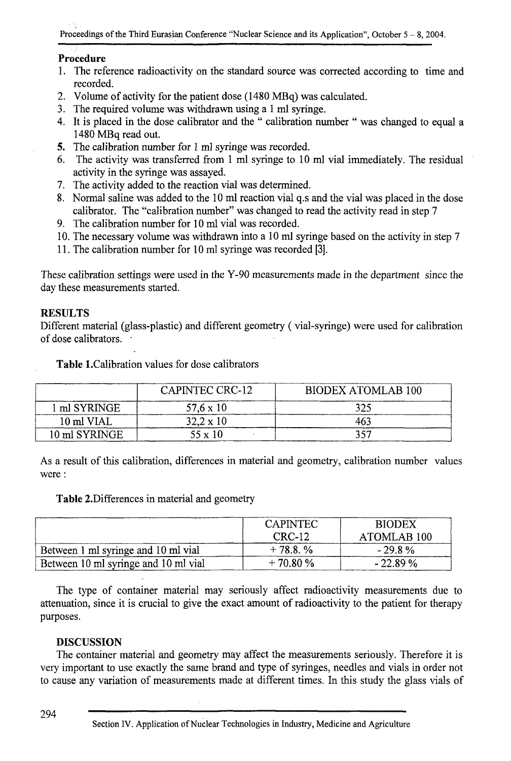### Procedure

1. The reference radioactivity on the standard source was corrected according to time and recorded.
2. Volume of activity for the patient dose (1480 MBq) was calculated.
3. The required volume was withdrawn using a 1 ml syringe.
4. It is placed in the dose calibrator and the " calibration number " was changed to equal a 1480 MBq read out.
5. The calibration number for 1 ml syringe was recorded.
6. The activity was transferred from 1 ml syringe to 10 ml vial immediately. The residual activity in the syringe was assayed.
7. The activity added to the reaction vial was determined.
8. Normal saline was added to the 10 ml reaction vial q.s and the vial was placed in the dose calibrator. The "calibration number" was changed to read the activity read in step 7
9. The calibration number for 10 ml vial was recorded.
10. The necessary volume was withdrawn into a 10 ml syringe based on the activity in step 7
11. The calibration number for 10 ml syringe was recorded [3].

These calibration settings were used in the Y-90 measurements made in the department since the day these measurements started.

### RESULTS

Different material (glass-plastic) and different geometry ( vial-syringe) were used for calibration of dose calibrators.

**Table 1.**Calibration values for dose calibrators

| | CAPINTEC CRC-12 | BIODEX ATOMLAB 100 |
|---|---|---|
| 1 ml SYRINGE | 57,6 x 10 | 325 |
| 10 ml VIAL | 32,2 x 10 | 463 |
| 10 ml SYRINGE | 55 x 10 | 357 |

As a result of this calibration, differences in material and geometry, calibration number values were :

**Table 2.**Differences in material and geometry

| | CAPINTEC CRC-12 | BIODEX ATOMLAB 100 |
|---|---|---|
| Between 1 ml syringe and 10 ml vial | + 78.8. % | - 29.8 % |
| Between 10 ml syringe and 10 ml vial | + 70.80 % | - 22.89 % |

The type of container material may seriously affect radioactivity measurements due to attenuation, since it is crucial to give the exact amount of radioactivity to the patient for therapy purposes.

### DISCUSSION

The container material and geometry may affect the measurements seriously. Therefore it is very important to use exactly the same brand and type of syringes, needles and vials in order not to cause any variation of measurements made at different times. In this study the glass vials of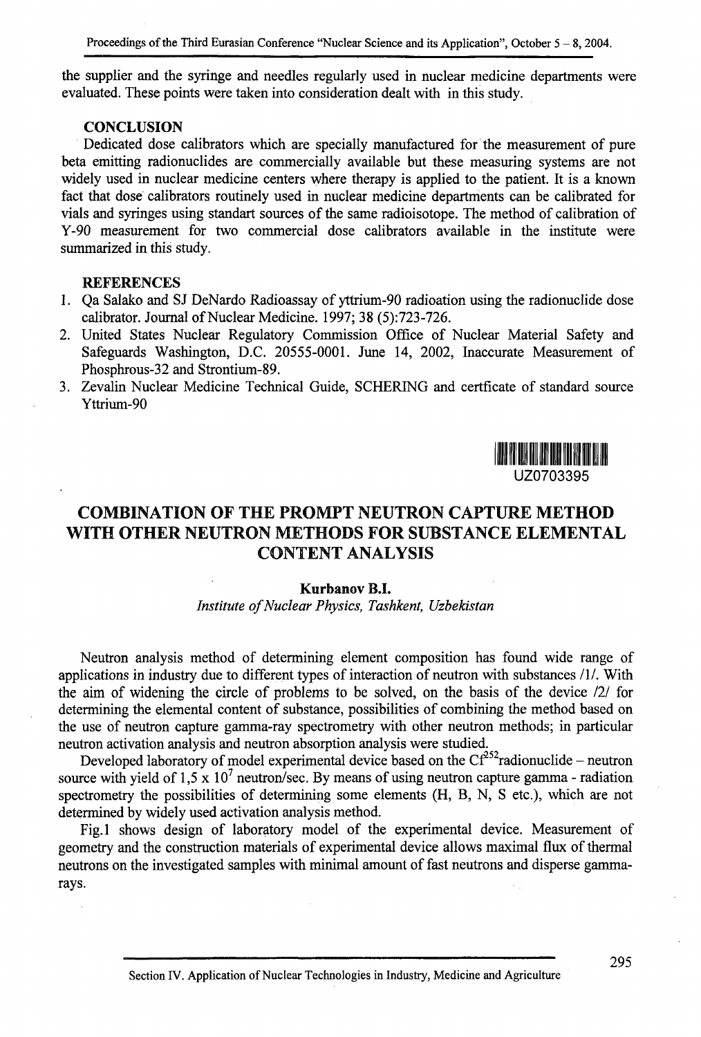the supplier and the syringe and needles regularly used in nuclear medicine departments were evaluated. These points were taken into consideration dealt with in this study.

## CONCLUSION

Dedicated dose calibrators which are specially manufactured for the measurement of pure beta emitting radionuclides are commercially available but these measuring systems are not widely used in nuclear medicine centers where therapy is applied to the patient. It is a known fact that dose calibrators routinely used in nuclear medicine departments can be calibrated for vials and syringes using standart sources of the same radioisotope. The method of calibration of Y-90 measurement for two commercial dose calibrators available in the institute were summarized in this study.

## REFERENCES

1. Qa Salako and SJ DeNardo Radioassay of yttrium-90 radioation using the radionuclide dose calibrator. Journal of Nuclear Medicine. 1997; 38 (5):723-726.
2. United States Nuclear Regulatory Commission Office of Nuclear Material Safety and Safeguards Washington, D.C. 20555-0001. June 14, 2002, Inaccurate Measurement of Phosphrous-32 and Strontium-89.
3. Zevalin Nuclear Medicine Technical Guide, SCHERING and certficate of standard source Yttrium-90

UZ0703395

# COMBINATION OF THE PROMPT NEUTRON CAPTURE METHOD WITH OTHER NEUTRON METHODS FOR SUBSTANCE ELEMENTAL CONTENT ANALYSIS

**Kurbanov B.I.**

*Institute of Nuclear Physics, Tashkent, Uzbekistan*

Neutron analysis method of determining element composition has found wide range of applications in industry due to different types of interaction of neutron with substances /1/. With the aim of widening the circle of problems to be solved, on the basis of the device /2/ for determining the elemental content of substance, possibilities of combining the method based on the use of neutron capture gamma-ray spectrometry with other neutron methods; in particular neutron activation analysis and neutron absorption analysis were studied.

Developed laboratory of model experimental device based on the $Cf^{252}$radionuclide – neutron source with yield of 1,5 x $10^7$ neutron/sec. By means of using neutron capture gamma - radiation spectrometry the possibilities of determining some elements (H, B, N, S etc.), which are not determined by widely used activation analysis method.

Fig.1 shows design of laboratory model of the experimental device. Measurement of geometry and the construction materials of experimental device allows maximal flux of thermal neutrons on the investigated samples with minimal amount of fast neutrons and disperse gamma-rays.